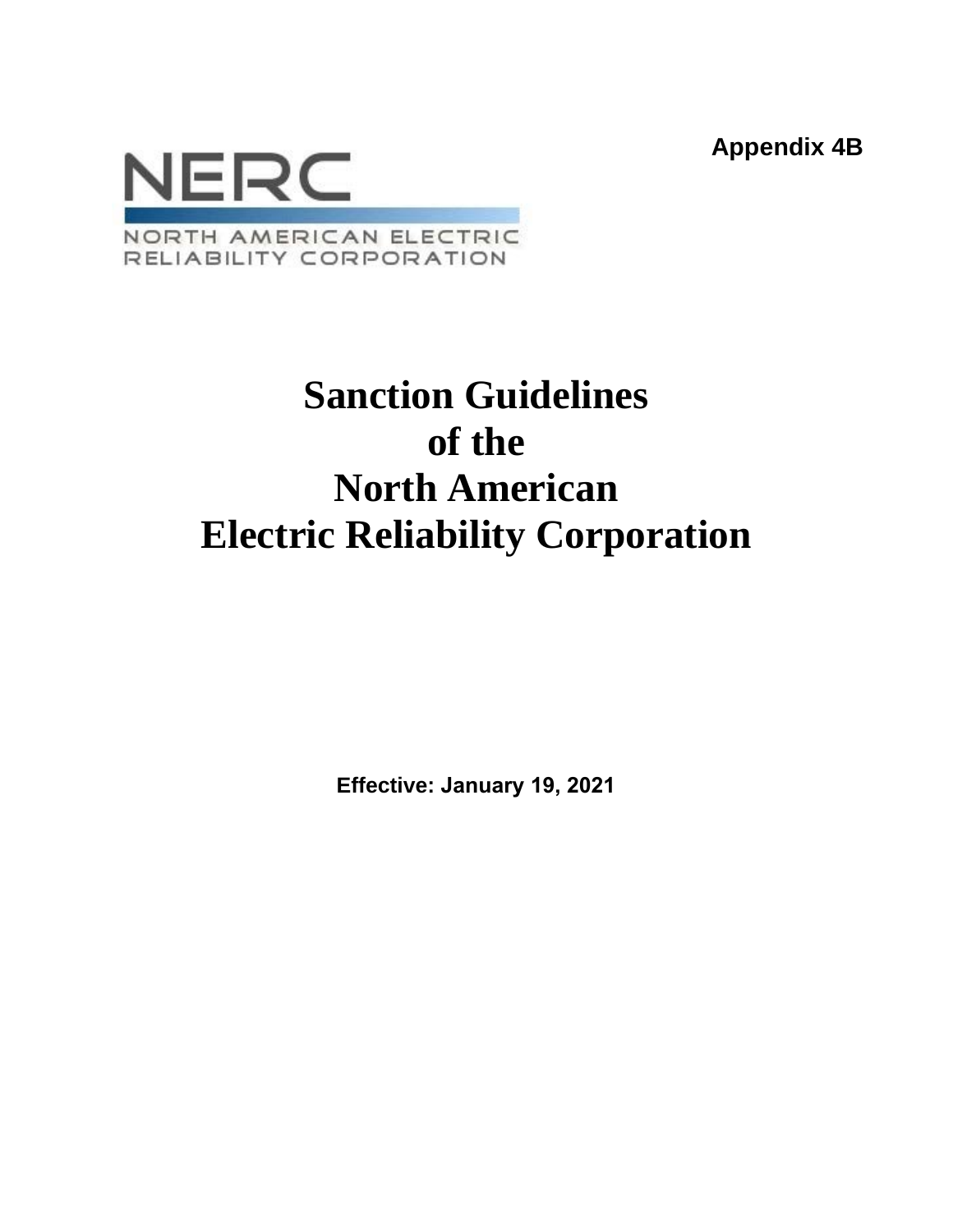Appendix 4B

NERC

NORTH AMERICAN ELECTRIC RELIABILITY CORPORATION

# Sanction Guidelines of the North American Electric Reliability Corporation

**Effective: January 19, 2021**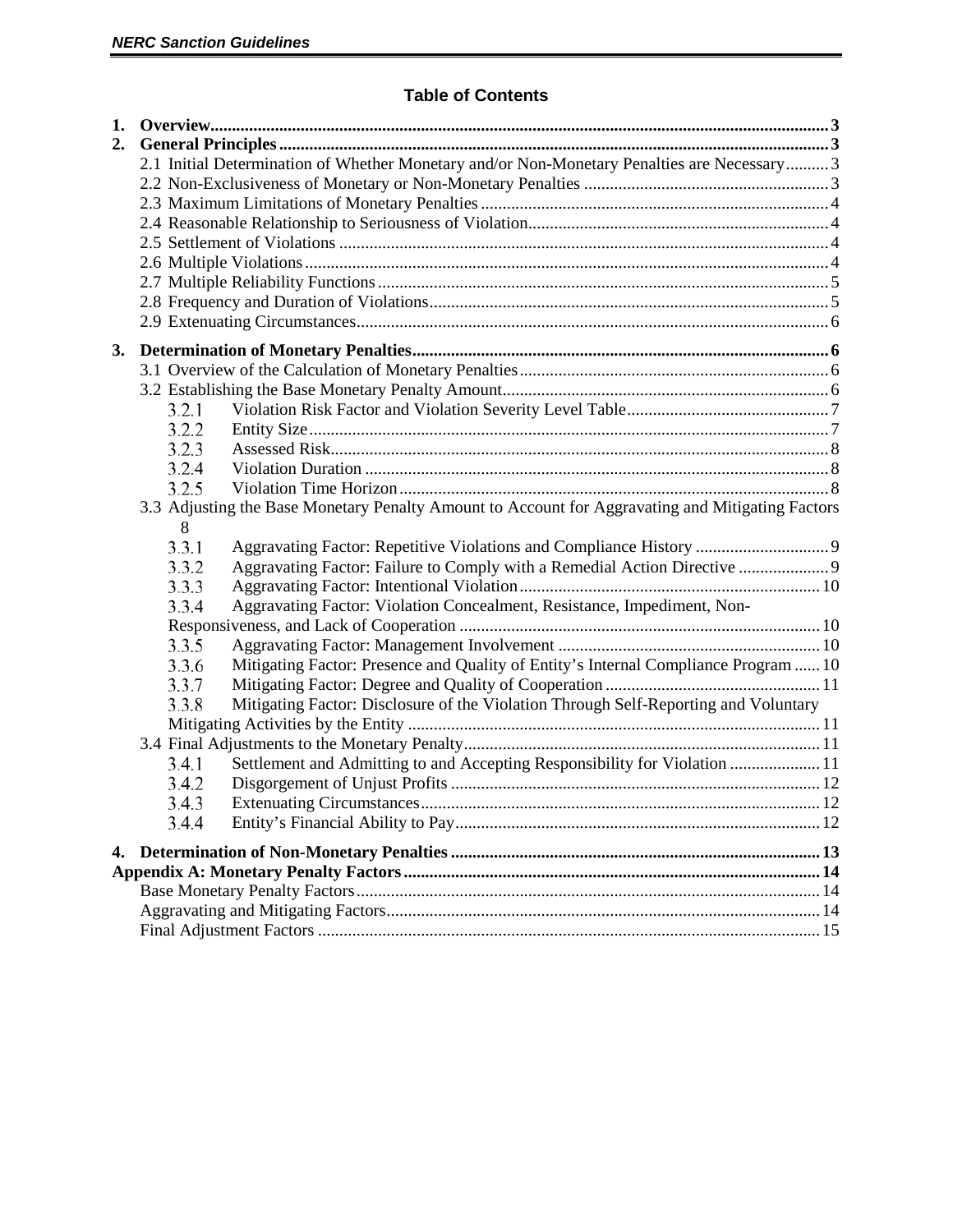## Table of Contents

**1. Overview** ........ **3**

**2. General Principles** ........ **3**

- 2.1 Initial Determination of Whether Monetary and/or Non-Monetary Penalties are Necessary ........ 3
- 2.2 Non-Exclusiveness of Monetary or Non-Monetary Penalties ........ 3
- 2.3 Maximum Limitations of Monetary Penalties ........ 4
- 2.4 Reasonable Relationship to Seriousness of Violation ........ 4
- 2.5 Settlement of Violations ........ 4
- 2.6 Multiple Violations ........ 4
- 2.7 Multiple Reliability Functions ........ 5
- 2.8 Frequency and Duration of Violations ........ 5
- 2.9 Extenuating Circumstances ........ 6

**3. Determination of Monetary Penalties** ........ **6**

- 3.1 Overview of the Calculation of Monetary Penalties ........ 6
- 3.2 Establishing the Base Monetary Penalty Amount ........ 6
  - 3.2.1 Violation Risk Factor and Violation Severity Level Table ........ 7
  - 3.2.2 Entity Size ........ 7
  - 3.2.3 Assessed Risk ........ 8
  - 3.2.4 Violation Duration ........ 8
  - 3.2.5 Violation Time Horizon ........ 8
- 3.3 Adjusting the Base Monetary Penalty Amount to Account for Aggravating and Mitigating Factors 8
  - 3.3.1 Aggravating Factor: Repetitive Violations and Compliance History ........ 9
  - 3.3.2 Aggravating Factor: Failure to Comply with a Remedial Action Directive ........ 9
  - 3.3.3 Aggravating Factor: Intentional Violation ........ 10
  - 3.3.4 Aggravating Factor: Violation Concealment, Resistance, Impediment, Non-Responsiveness, and Lack of Cooperation ........ 10
  - 3.3.5 Aggravating Factor: Management Involvement ........ 10
  - 3.3.6 Mitigating Factor: Presence and Quality of Entity's Internal Compliance Program ........ 10
  - 3.3.7 Mitigating Factor: Degree and Quality of Cooperation ........ 11
  - 3.3.8 Mitigating Factor: Disclosure of the Violation Through Self-Reporting and Voluntary Mitigating Activities by the Entity ........ 11
- 3.4 Final Adjustments to the Monetary Penalty ........ 11
  - 3.4.1 Settlement and Admitting to and Accepting Responsibility for Violation ........ 11
  - 3.4.2 Disgorgement of Unjust Profits ........ 12
  - 3.4.3 Extenuating Circumstances ........ 12
  - 3.4.4 Entity's Financial Ability to Pay ........ 12

**4. Determination of Non-Monetary Penalties** ........ **13**

**Appendix A: Monetary Penalty Factors** ........ **14**

- Base Monetary Penalty Factors ........ 14
- Aggravating and Mitigating Factors ........ 14
- Final Adjustment Factors ........ 15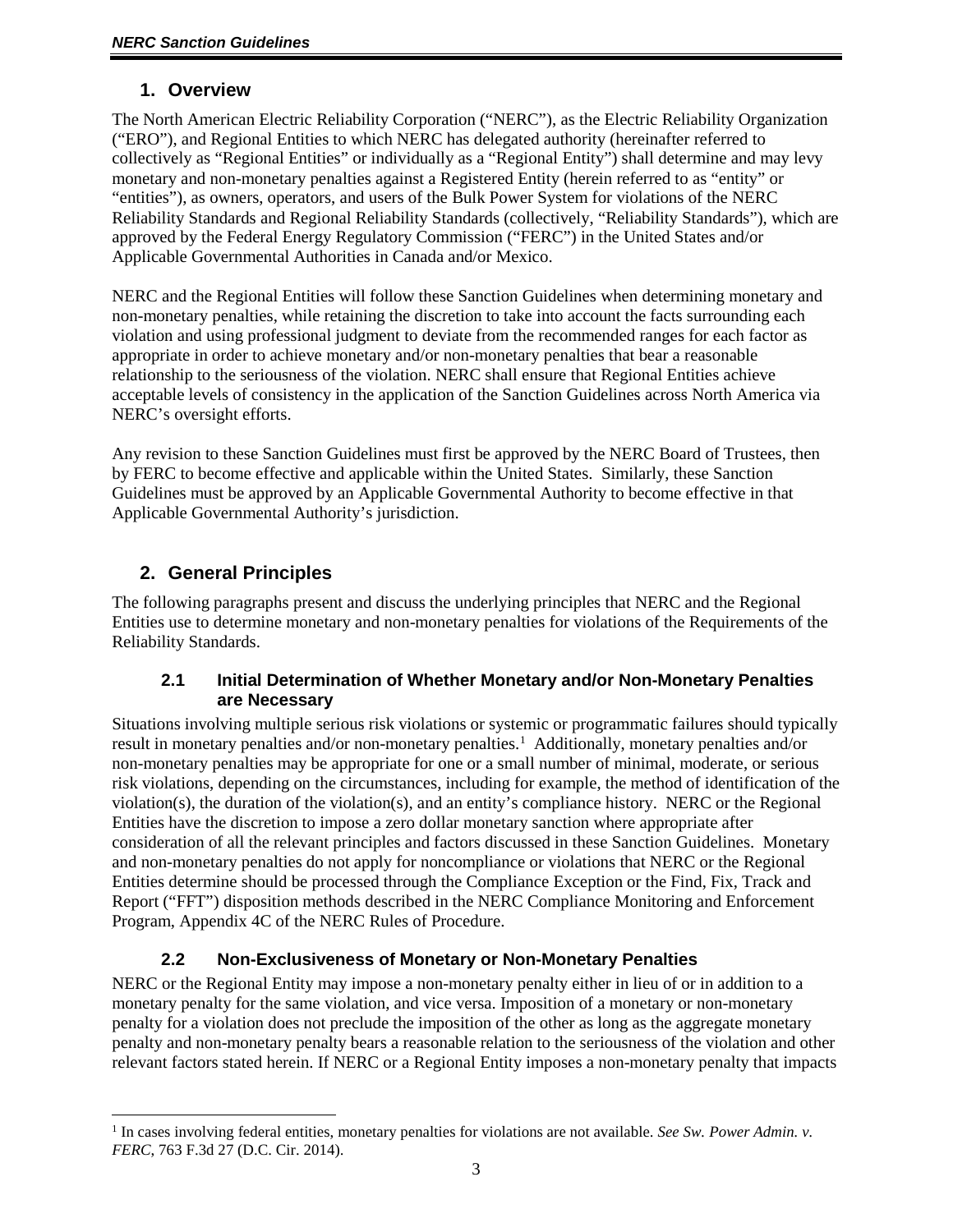## 1. Overview

The North American Electric Reliability Corporation ("NERC"), as the Electric Reliability Organization ("ERO"), and Regional Entities to which NERC has delegated authority (hereinafter referred to collectively as "Regional Entities" or individually as a "Regional Entity") shall determine and may levy monetary and non-monetary penalties against a Registered Entity (herein referred to as "entity" or "entities"), as owners, operators, and users of the Bulk Power System for violations of the NERC Reliability Standards and Regional Reliability Standards (collectively, "Reliability Standards"), which are approved by the Federal Energy Regulatory Commission ("FERC") in the United States and/or Applicable Governmental Authorities in Canada and/or Mexico.

NERC and the Regional Entities will follow these Sanction Guidelines when determining monetary and non-monetary penalties, while retaining the discretion to take into account the facts surrounding each violation and using professional judgment to deviate from the recommended ranges for each factor as appropriate in order to achieve monetary and/or non-monetary penalties that bear a reasonable relationship to the seriousness of the violation. NERC shall ensure that Regional Entities achieve acceptable levels of consistency in the application of the Sanction Guidelines across North America via NERC's oversight efforts.

Any revision to these Sanction Guidelines must first be approved by the NERC Board of Trustees, then by FERC to become effective and applicable within the United States. Similarly, these Sanction Guidelines must be approved by an Applicable Governmental Authority to become effective in that Applicable Governmental Authority's jurisdiction.

## 2. General Principles

The following paragraphs present and discuss the underlying principles that NERC and the Regional Entities use to determine monetary and non-monetary penalties for violations of the Requirements of the Reliability Standards.

### 2.1 Initial Determination of Whether Monetary and/or Non-Monetary Penalties are Necessary

Situations involving multiple serious risk violations or systemic or programmatic failures should typically result in monetary penalties and/or non-monetary penalties.[1] Additionally, monetary penalties and/or non-monetary penalties may be appropriate for one or a small number of minimal, moderate, or serious risk violations, depending on the circumstances, including for example, the method of identification of the violation(s), the duration of the violation(s), and an entity's compliance history. NERC or the Regional Entities have the discretion to impose a zero dollar monetary sanction where appropriate after consideration of all the relevant principles and factors discussed in these Sanction Guidelines. Monetary and non-monetary penalties do not apply for noncompliance or violations that NERC or the Regional Entities determine should be processed through the Compliance Exception or the Find, Fix, Track and Report ("FFT") disposition methods described in the NERC Compliance Monitoring and Enforcement Program, Appendix 4C of the NERC Rules of Procedure.

### 2.2 Non-Exclusiveness of Monetary or Non-Monetary Penalties

NERC or the Regional Entity may impose a non-monetary penalty either in lieu of or in addition to a monetary penalty for the same violation, and vice versa. Imposition of a monetary or non-monetary penalty for a violation does not preclude the imposition of the other as long as the aggregate monetary penalty and non-monetary penalty bears a reasonable relation to the seriousness of the violation and other relevant factors stated herein. If NERC or a Regional Entity imposes a non-monetary penalty that impacts

[1] In cases involving federal entities, monetary penalties for violations are not available. *See Sw. Power Admin. v. FERC*, 763 F.3d 27 (D.C. Cir. 2014).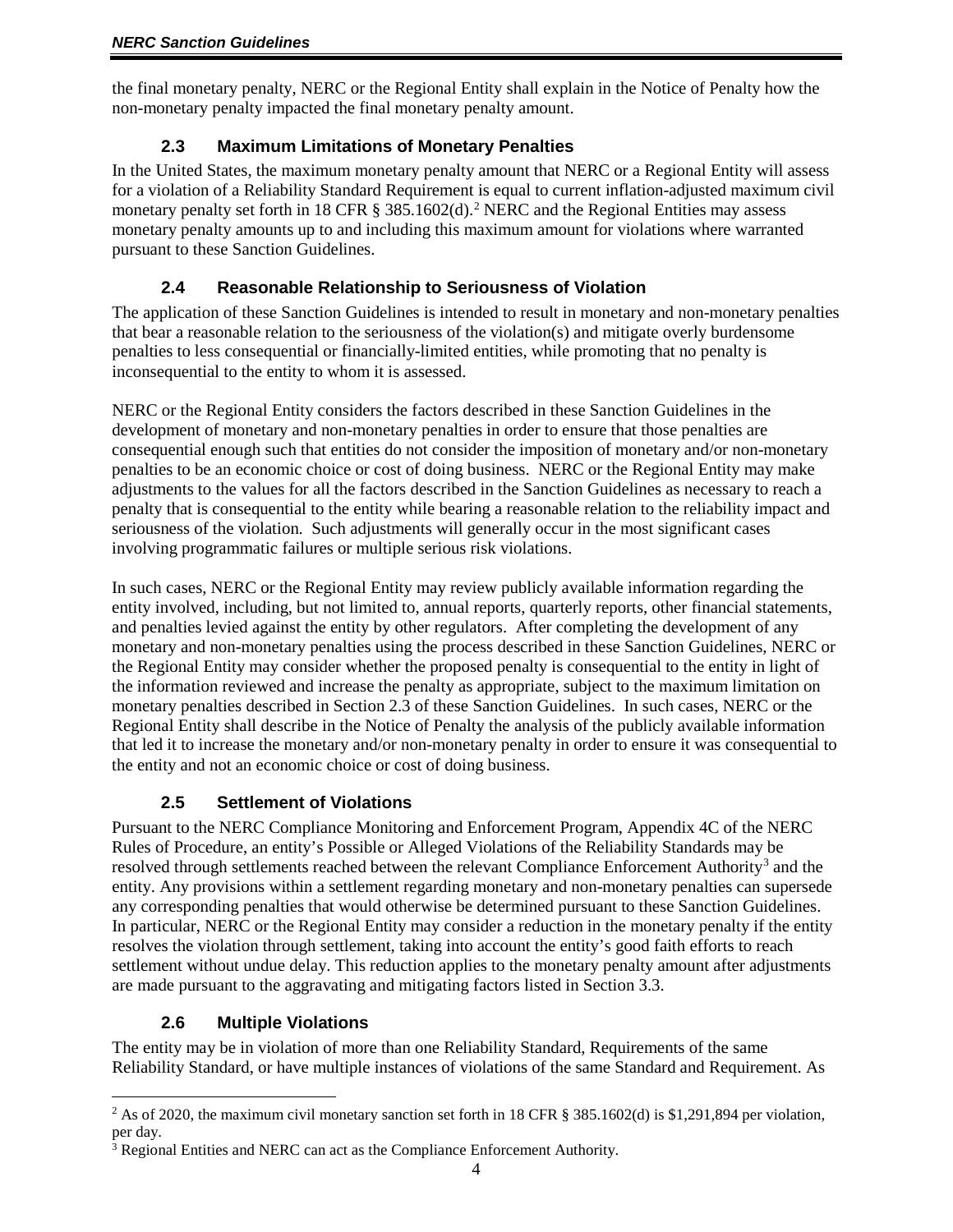the final monetary penalty, NERC or the Regional Entity shall explain in the Notice of Penalty how the non-monetary penalty impacted the final monetary penalty amount.

### 2.3 Maximum Limitations of Monetary Penalties

In the United States, the maximum monetary penalty amount that NERC or a Regional Entity will assess for a violation of a Reliability Standard Requirement is equal to current inflation-adjusted maximum civil monetary penalty set forth in 18 CFR § 385.1602(d).[2] NERC and the Regional Entities may assess monetary penalty amounts up to and including this maximum amount for violations where warranted pursuant to these Sanction Guidelines.

### 2.4 Reasonable Relationship to Seriousness of Violation

The application of these Sanction Guidelines is intended to result in monetary and non-monetary penalties that bear a reasonable relation to the seriousness of the violation(s) and mitigate overly burdensome penalties to less consequential or financially-limited entities, while promoting that no penalty is inconsequential to the entity to whom it is assessed.

NERC or the Regional Entity considers the factors described in these Sanction Guidelines in the development of monetary and non-monetary penalties in order to ensure that those penalties are consequential enough such that entities do not consider the imposition of monetary and/or non-monetary penalties to be an economic choice or cost of doing business. NERC or the Regional Entity may make adjustments to the values for all the factors described in the Sanction Guidelines as necessary to reach a penalty that is consequential to the entity while bearing a reasonable relation to the reliability impact and seriousness of the violation. Such adjustments will generally occur in the most significant cases involving programmatic failures or multiple serious risk violations.

In such cases, NERC or the Regional Entity may review publicly available information regarding the entity involved, including, but not limited to, annual reports, quarterly reports, other financial statements, and penalties levied against the entity by other regulators. After completing the development of any monetary and non-monetary penalties using the process described in these Sanction Guidelines, NERC or the Regional Entity may consider whether the proposed penalty is consequential to the entity in light of the information reviewed and increase the penalty as appropriate, subject to the maximum limitation on monetary penalties described in Section 2.3 of these Sanction Guidelines. In such cases, NERC or the Regional Entity shall describe in the Notice of Penalty the analysis of the publicly available information that led it to increase the monetary and/or non-monetary penalty in order to ensure it was consequential to the entity and not an economic choice or cost of doing business.

### 2.5 Settlement of Violations

Pursuant to the NERC Compliance Monitoring and Enforcement Program, Appendix 4C of the NERC Rules of Procedure, an entity's Possible or Alleged Violations of the Reliability Standards may be resolved through settlements reached between the relevant Compliance Enforcement Authority[3] and the entity. Any provisions within a settlement regarding monetary and non-monetary penalties can supersede any corresponding penalties that would otherwise be determined pursuant to these Sanction Guidelines. In particular, NERC or the Regional Entity may consider a reduction in the monetary penalty if the entity resolves the violation through settlement, taking into account the entity's good faith efforts to reach settlement without undue delay. This reduction applies to the monetary penalty amount after adjustments are made pursuant to the aggravating and mitigating factors listed in Section 3.3.

### 2.6 Multiple Violations

The entity may be in violation of more than one Reliability Standard, Requirements of the same Reliability Standard, or have multiple instances of violations of the same Standard and Requirement. As

---

[2] As of 2020, the maximum civil monetary sanction set forth in 18 CFR § 385.1602(d) is $1,291,894 per violation, per day.

[3] Regional Entities and NERC can act as the Compliance Enforcement Authority.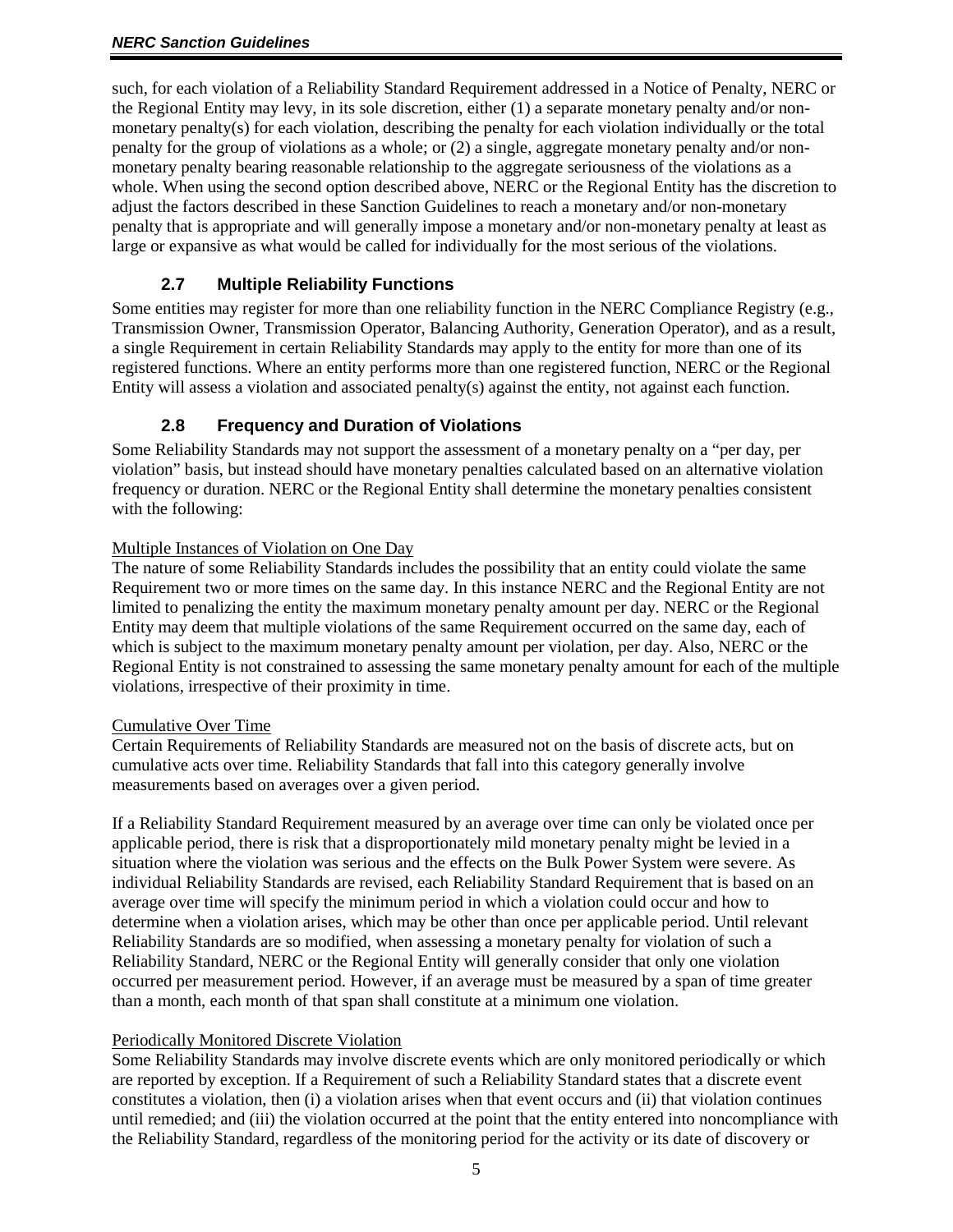such, for each violation of a Reliability Standard Requirement addressed in a Notice of Penalty, NERC or the Regional Entity may levy, in its sole discretion, either (1) a separate monetary penalty and/or non-monetary penalty(s) for each violation, describing the penalty for each violation individually or the total penalty for the group of violations as a whole; or (2) a single, aggregate monetary penalty and/or non-monetary penalty bearing reasonable relationship to the aggregate seriousness of the violations as a whole. When using the second option described above, NERC or the Regional Entity has the discretion to adjust the factors described in these Sanction Guidelines to reach a monetary and/or non-monetary penalty that is appropriate and will generally impose a monetary and/or non-monetary penalty at least as large or expansive as what would be called for individually for the most serious of the violations.

### 2.7 Multiple Reliability Functions

Some entities may register for more than one reliability function in the NERC Compliance Registry (e.g., Transmission Owner, Transmission Operator, Balancing Authority, Generation Operator), and as a result, a single Requirement in certain Reliability Standards may apply to the entity for more than one of its registered functions. Where an entity performs more than one registered function, NERC or the Regional Entity will assess a violation and associated penalty(s) against the entity, not against each function.

### 2.8 Frequency and Duration of Violations

Some Reliability Standards may not support the assessment of a monetary penalty on a "per day, per violation" basis, but instead should have monetary penalties calculated based on an alternative violation frequency or duration. NERC or the Regional Entity shall determine the monetary penalties consistent with the following:

Multiple Instances of Violation on One Day

The nature of some Reliability Standards includes the possibility that an entity could violate the same Requirement two or more times on the same day. In this instance NERC and the Regional Entity are not limited to penalizing the entity the maximum monetary penalty amount per day. NERC or the Regional Entity may deem that multiple violations of the same Requirement occurred on the same day, each of which is subject to the maximum monetary penalty amount per violation, per day. Also, NERC or the Regional Entity is not constrained to assessing the same monetary penalty amount for each of the multiple violations, irrespective of their proximity in time.

Cumulative Over Time

Certain Requirements of Reliability Standards are measured not on the basis of discrete acts, but on cumulative acts over time. Reliability Standards that fall into this category generally involve measurements based on averages over a given period.

If a Reliability Standard Requirement measured by an average over time can only be violated once per applicable period, there is risk that a disproportionately mild monetary penalty might be levied in a situation where the violation was serious and the effects on the Bulk Power System were severe. As individual Reliability Standards are revised, each Reliability Standard Requirement that is based on an average over time will specify the minimum period in which a violation could occur and how to determine when a violation arises, which may be other than once per applicable period. Until relevant Reliability Standards are so modified, when assessing a monetary penalty for violation of such a Reliability Standard, NERC or the Regional Entity will generally consider that only one violation occurred per measurement period. However, if an average must be measured by a span of time greater than a month, each month of that span shall constitute at a minimum one violation.

Periodically Monitored Discrete Violation

Some Reliability Standards may involve discrete events which are only monitored periodically or which are reported by exception. If a Requirement of such a Reliability Standard states that a discrete event constitutes a violation, then (i) a violation arises when that event occurs and (ii) that violation continues until remedied; and (iii) the violation occurred at the point that the entity entered into noncompliance with the Reliability Standard, regardless of the monitoring period for the activity or its date of discovery or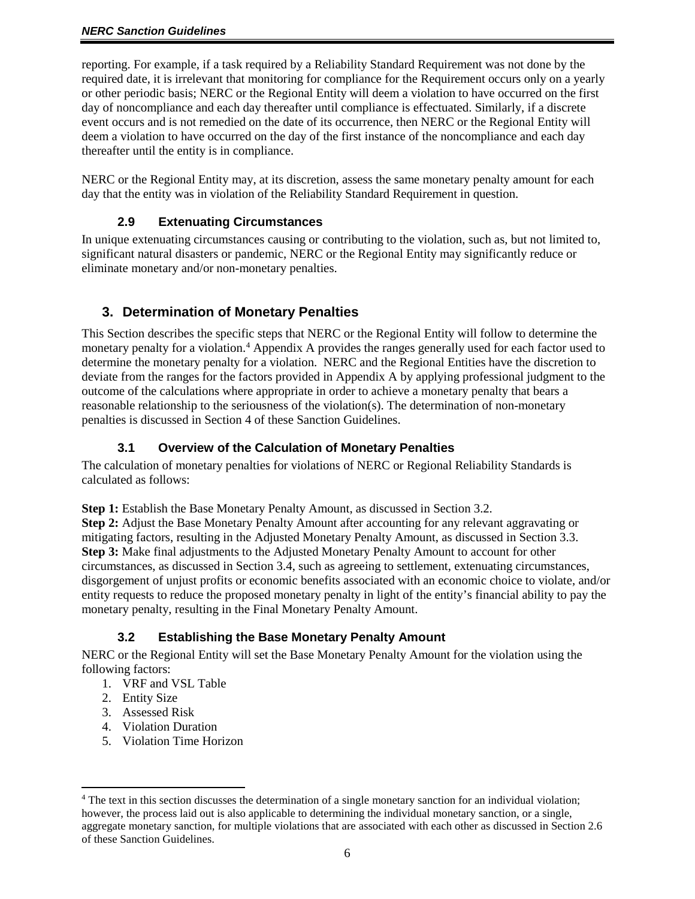reporting. For example, if a task required by a Reliability Standard Requirement was not done by the required date, it is irrelevant that monitoring for compliance for the Requirement occurs only on a yearly or other periodic basis; NERC or the Regional Entity will deem a violation to have occurred on the first day of noncompliance and each day thereafter until compliance is effectuated. Similarly, if a discrete event occurs and is not remedied on the date of its occurrence, then NERC or the Regional Entity will deem a violation to have occurred on the day of the first instance of the noncompliance and each day thereafter until the entity is in compliance.

NERC or the Regional Entity may, at its discretion, assess the same monetary penalty amount for each day that the entity was in violation of the Reliability Standard Requirement in question.

### 2.9 Extenuating Circumstances

In unique extenuating circumstances causing or contributing to the violation, such as, but not limited to, significant natural disasters or pandemic, NERC or the Regional Entity may significantly reduce or eliminate monetary and/or non-monetary penalties.

## 3. Determination of Monetary Penalties

This Section describes the specific steps that NERC or the Regional Entity will follow to determine the monetary penalty for a violation.[4] Appendix A provides the ranges generally used for each factor used to determine the monetary penalty for a violation. NERC and the Regional Entities have the discretion to deviate from the ranges for the factors provided in Appendix A by applying professional judgment to the outcome of the calculations where appropriate in order to achieve a monetary penalty that bears a reasonable relationship to the seriousness of the violation(s). The determination of non-monetary penalties is discussed in Section 4 of these Sanction Guidelines.

### 3.1 Overview of the Calculation of Monetary Penalties

The calculation of monetary penalties for violations of NERC or Regional Reliability Standards is calculated as follows:

**Step 1:** Establish the Base Monetary Penalty Amount, as discussed in Section 3.2.
**Step 2:** Adjust the Base Monetary Penalty Amount after accounting for any relevant aggravating or mitigating factors, resulting in the Adjusted Monetary Penalty Amount, as discussed in Section 3.3.
**Step 3:** Make final adjustments to the Adjusted Monetary Penalty Amount to account for other circumstances, as discussed in Section 3.4, such as agreeing to settlement, extenuating circumstances, disgorgement of unjust profits or economic benefits associated with an economic choice to violate, and/or entity requests to reduce the proposed monetary penalty in light of the entity's financial ability to pay the monetary penalty, resulting in the Final Monetary Penalty Amount.

### 3.2 Establishing the Base Monetary Penalty Amount

NERC or the Regional Entity will set the Base Monetary Penalty Amount for the violation using the following factors:

1. VRF and VSL Table
2. Entity Size
3. Assessed Risk
4. Violation Duration
5. Violation Time Horizon

[4] The text in this section discusses the determination of a single monetary sanction for an individual violation; however, the process laid out is also applicable to determining the individual monetary sanction, or a single, aggregate monetary sanction, for multiple violations that are associated with each other as discussed in Section 2.6 of these Sanction Guidelines.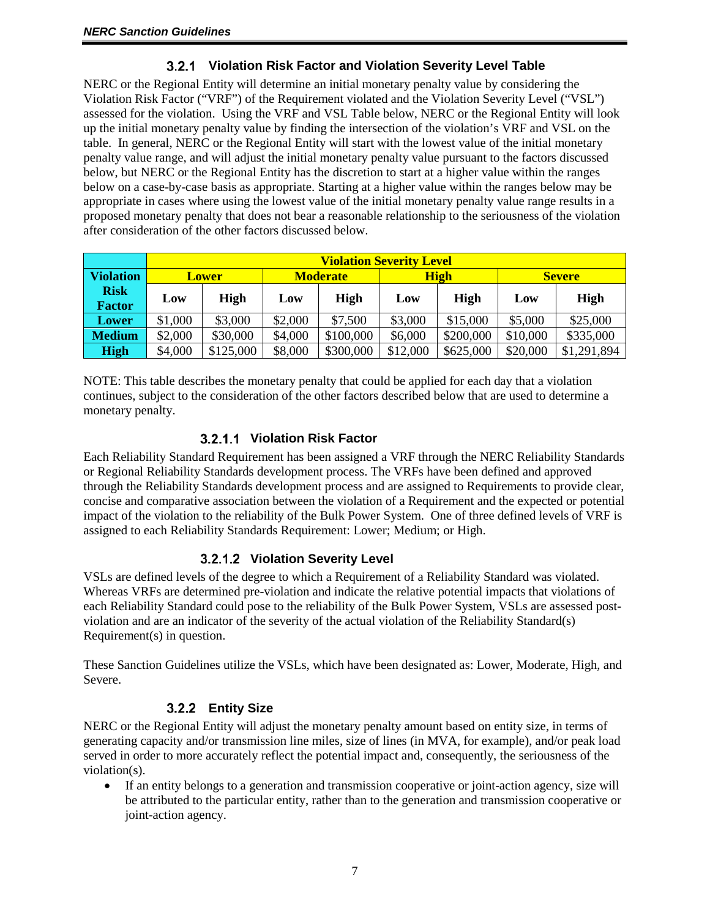### 3.2.1 Violation Risk Factor and Violation Severity Level Table

NERC or the Regional Entity will determine an initial monetary penalty value by considering the Violation Risk Factor ("VRF") of the Requirement violated and the Violation Severity Level ("VSL") assessed for the violation. Using the VRF and VSL Table below, NERC or the Regional Entity will look up the initial monetary penalty value by finding the intersection of the violation's VRF and VSL on the table. In general, NERC or the Regional Entity will start with the lowest value of the initial monetary penalty value range, and will adjust the initial monetary penalty value pursuant to the factors discussed below, but NERC or the Regional Entity has the discretion to start at a higher value within the ranges below on a case-by-case basis as appropriate. Starting at a higher value within the ranges below may be appropriate in cases where using the lowest value of the initial monetary penalty value range results in a proposed monetary penalty that does not bear a reasonable relationship to the seriousness of the violation after consideration of the other factors discussed below.

| | Violation Severity Level | | | | | | | |
|---|---|---|---|---|---|---|---|---|
| **Violation Risk Factor** | **Lower** | | **Moderate** | | **High** | | **Severe** | |
| | **Low** | **High** | **Low** | **High** | **Low** | **High** | **Low** | **High** |
| **Lower** | $1,000 | $3,000 | $2,000 | $7,500 | $3,000 | $15,000 | $5,000 | $25,000 |
| **Medium** | $2,000 | $30,000 | $4,000 | $100,000 | $6,000 | $200,000 | $10,000 | $335,000 |
| **High** | $4,000 | $125,000 | $8,000 | $300,000 | $12,000 | $625,000 | $20,000 | $1,291,894 |

NOTE: This table describes the monetary penalty that could be applied for each day that a violation continues, subject to the consideration of the other factors described below that are used to determine a monetary penalty.

#### 3.2.1.1 Violation Risk Factor

Each Reliability Standard Requirement has been assigned a VRF through the NERC Reliability Standards or Regional Reliability Standards development process. The VRFs have been defined and approved through the Reliability Standards development process and are assigned to Requirements to provide clear, concise and comparative association between the violation of a Requirement and the expected or potential impact of the violation to the reliability of the Bulk Power System. One of three defined levels of VRF is assigned to each Reliability Standards Requirement: Lower; Medium; or High.

#### 3.2.1.2 Violation Severity Level

VSLs are defined levels of the degree to which a Requirement of a Reliability Standard was violated. Whereas VRFs are determined pre-violation and indicate the relative potential impacts that violations of each Reliability Standard could pose to the reliability of the Bulk Power System, VSLs are assessed post-violation and are an indicator of the severity of the actual violation of the Reliability Standard(s) Requirement(s) in question.

These Sanction Guidelines utilize the VSLs, which have been designated as: Lower, Moderate, High, and Severe.

### 3.2.2 Entity Size

NERC or the Regional Entity will adjust the monetary penalty amount based on entity size, in terms of generating capacity and/or transmission line miles, size of lines (in MVA, for example), and/or peak load served in order to more accurately reflect the potential impact and, consequently, the seriousness of the violation(s).

- If an entity belongs to a generation and transmission cooperative or joint-action agency, size will be attributed to the particular entity, rather than to the generation and transmission cooperative or joint-action agency.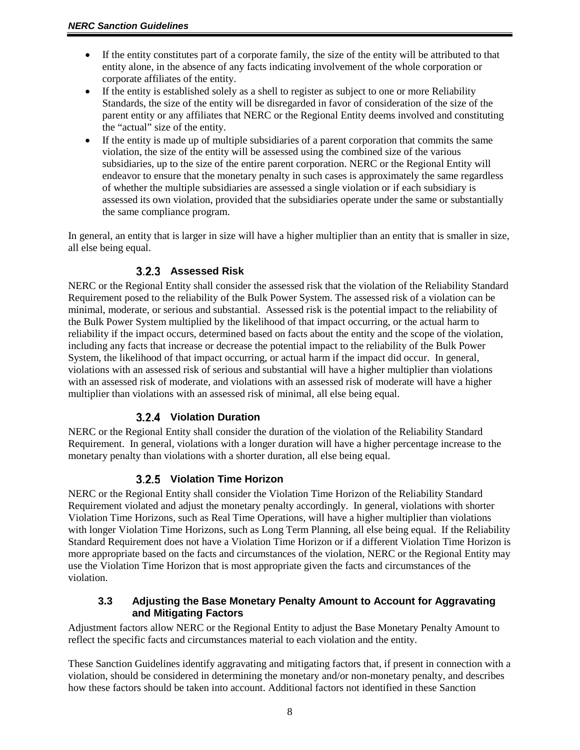- If the entity constitutes part of a corporate family, the size of the entity will be attributed to that entity alone, in the absence of any facts indicating involvement of the whole corporation or corporate affiliates of the entity.
- If the entity is established solely as a shell to register as subject to one or more Reliability Standards, the size of the entity will be disregarded in favor of consideration of the size of the parent entity or any affiliates that NERC or the Regional Entity deems involved and constituting the "actual" size of the entity.
- If the entity is made up of multiple subsidiaries of a parent corporation that commits the same violation, the size of the entity will be assessed using the combined size of the various subsidiaries, up to the size of the entire parent corporation. NERC or the Regional Entity will endeavor to ensure that the monetary penalty in such cases is approximately the same regardless of whether the multiple subsidiaries are assessed a single violation or if each subsidiary is assessed its own violation, provided that the subsidiaries operate under the same or substantially the same compliance program.

In general, an entity that is larger in size will have a higher multiplier than an entity that is smaller in size, all else being equal.

#### 3.2.3 Assessed Risk

NERC or the Regional Entity shall consider the assessed risk that the violation of the Reliability Standard Requirement posed to the reliability of the Bulk Power System. The assessed risk of a violation can be minimal, moderate, or serious and substantial. Assessed risk is the potential impact to the reliability of the Bulk Power System multiplied by the likelihood of that impact occurring, or the actual harm to reliability if the impact occurs, determined based on facts about the entity and the scope of the violation, including any facts that increase or decrease the potential impact to the reliability of the Bulk Power System, the likelihood of that impact occurring, or actual harm if the impact did occur. In general, violations with an assessed risk of serious and substantial will have a higher multiplier than violations with an assessed risk of moderate, and violations with an assessed risk of moderate will have a higher multiplier than violations with an assessed risk of minimal, all else being equal.

#### 3.2.4 Violation Duration

NERC or the Regional Entity shall consider the duration of the violation of the Reliability Standard Requirement. In general, violations with a longer duration will have a higher percentage increase to the monetary penalty than violations with a shorter duration, all else being equal.

#### 3.2.5 Violation Time Horizon

NERC or the Regional Entity shall consider the Violation Time Horizon of the Reliability Standard Requirement violated and adjust the monetary penalty accordingly. In general, violations with shorter Violation Time Horizons, such as Real Time Operations, will have a higher multiplier than violations with longer Violation Time Horizons, such as Long Term Planning, all else being equal. If the Reliability Standard Requirement does not have a Violation Time Horizon or if a different Violation Time Horizon is more appropriate based on the facts and circumstances of the violation, NERC or the Regional Entity may use the Violation Time Horizon that is most appropriate given the facts and circumstances of the violation.

### 3.3 Adjusting the Base Monetary Penalty Amount to Account for Aggravating and Mitigating Factors

Adjustment factors allow NERC or the Regional Entity to adjust the Base Monetary Penalty Amount to reflect the specific facts and circumstances material to each violation and the entity.

These Sanction Guidelines identify aggravating and mitigating factors that, if present in connection with a violation, should be considered in determining the monetary and/or non-monetary penalty, and describes how these factors should be taken into account. Additional factors not identified in these Sanction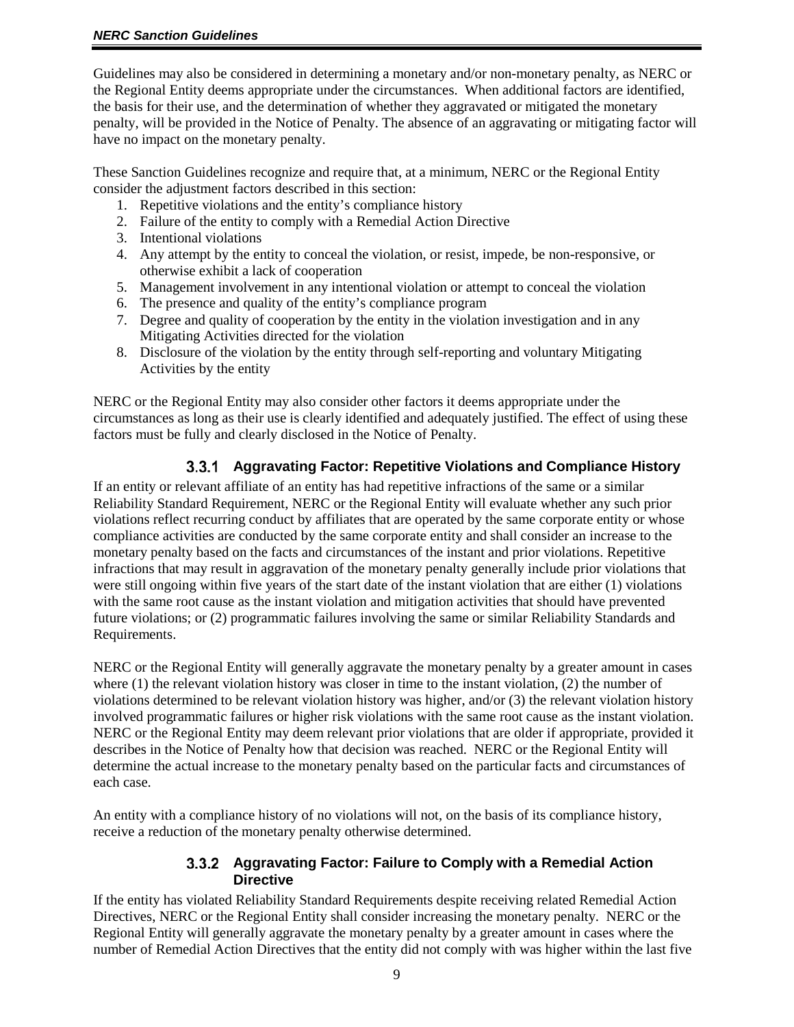Guidelines may also be considered in determining a monetary and/or non-monetary penalty, as NERC or the Regional Entity deems appropriate under the circumstances. When additional factors are identified, the basis for their use, and the determination of whether they aggravated or mitigated the monetary penalty, will be provided in the Notice of Penalty. The absence of an aggravating or mitigating factor will have no impact on the monetary penalty.

These Sanction Guidelines recognize and require that, at a minimum, NERC or the Regional Entity consider the adjustment factors described in this section:

1. Repetitive violations and the entity's compliance history
2. Failure of the entity to comply with a Remedial Action Directive
3. Intentional violations
4. Any attempt by the entity to conceal the violation, or resist, impede, be non-responsive, or otherwise exhibit a lack of cooperation
5. Management involvement in any intentional violation or attempt to conceal the violation
6. The presence and quality of the entity's compliance program
7. Degree and quality of cooperation by the entity in the violation investigation and in any Mitigating Activities directed for the violation
8. Disclosure of the violation by the entity through self-reporting and voluntary Mitigating Activities by the entity

NERC or the Regional Entity may also consider other factors it deems appropriate under the circumstances as long as their use is clearly identified and adequately justified. The effect of using these factors must be fully and clearly disclosed in the Notice of Penalty.

### 3.3.1 Aggravating Factor: Repetitive Violations and Compliance History

If an entity or relevant affiliate of an entity has had repetitive infractions of the same or a similar Reliability Standard Requirement, NERC or the Regional Entity will evaluate whether any such prior violations reflect recurring conduct by affiliates that are operated by the same corporate entity or whose compliance activities are conducted by the same corporate entity and shall consider an increase to the monetary penalty based on the facts and circumstances of the instant and prior violations. Repetitive infractions that may result in aggravation of the monetary penalty generally include prior violations that were still ongoing within five years of the start date of the instant violation that are either (1) violations with the same root cause as the instant violation and mitigation activities that should have prevented future violations; or (2) programmatic failures involving the same or similar Reliability Standards and Requirements.

NERC or the Regional Entity will generally aggravate the monetary penalty by a greater amount in cases where (1) the relevant violation history was closer in time to the instant violation, (2) the number of violations determined to be relevant violation history was higher, and/or (3) the relevant violation history involved programmatic failures or higher risk violations with the same root cause as the instant violation. NERC or the Regional Entity may deem relevant prior violations that are older if appropriate, provided it describes in the Notice of Penalty how that decision was reached. NERC or the Regional Entity will determine the actual increase to the monetary penalty based on the particular facts and circumstances of each case.

An entity with a compliance history of no violations will not, on the basis of its compliance history, receive a reduction of the monetary penalty otherwise determined.

### 3.3.2 Aggravating Factor: Failure to Comply with a Remedial Action Directive

If the entity has violated Reliability Standard Requirements despite receiving related Remedial Action Directives, NERC or the Regional Entity shall consider increasing the monetary penalty. NERC or the Regional Entity will generally aggravate the monetary penalty by a greater amount in cases where the number of Remedial Action Directives that the entity did not comply with was higher within the last five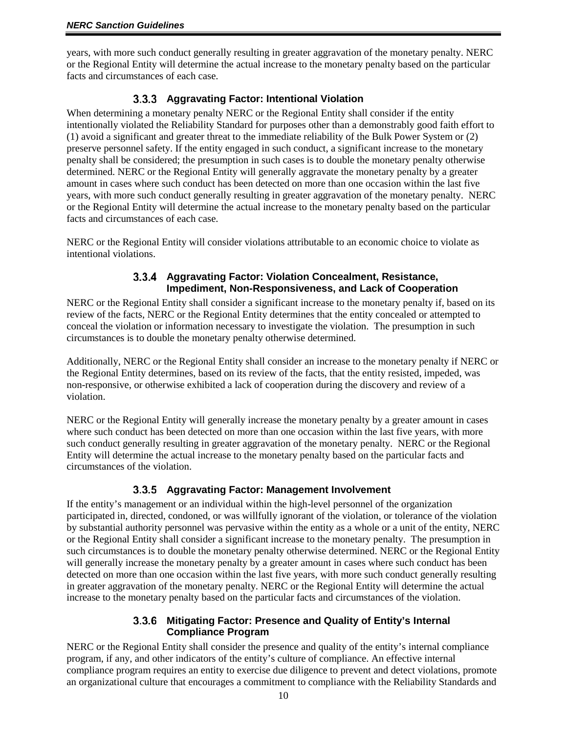years, with more such conduct generally resulting in greater aggravation of the monetary penalty. NERC or the Regional Entity will determine the actual increase to the monetary penalty based on the particular facts and circumstances of each case.

### 3.3.3 Aggravating Factor: Intentional Violation

When determining a monetary penalty NERC or the Regional Entity shall consider if the entity intentionally violated the Reliability Standard for purposes other than a demonstrably good faith effort to (1) avoid a significant and greater threat to the immediate reliability of the Bulk Power System or (2) preserve personnel safety. If the entity engaged in such conduct, a significant increase to the monetary penalty shall be considered; the presumption in such cases is to double the monetary penalty otherwise determined. NERC or the Regional Entity will generally aggravate the monetary penalty by a greater amount in cases where such conduct has been detected on more than one occasion within the last five years, with more such conduct generally resulting in greater aggravation of the monetary penalty. NERC or the Regional Entity will determine the actual increase to the monetary penalty based on the particular facts and circumstances of each case.

NERC or the Regional Entity will consider violations attributable to an economic choice to violate as intentional violations.

### 3.3.4 Aggravating Factor: Violation Concealment, Resistance, Impediment, Non-Responsiveness, and Lack of Cooperation

NERC or the Regional Entity shall consider a significant increase to the monetary penalty if, based on its review of the facts, NERC or the Regional Entity determines that the entity concealed or attempted to conceal the violation or information necessary to investigate the violation. The presumption in such circumstances is to double the monetary penalty otherwise determined.

Additionally, NERC or the Regional Entity shall consider an increase to the monetary penalty if NERC or the Regional Entity determines, based on its review of the facts, that the entity resisted, impeded, was non-responsive, or otherwise exhibited a lack of cooperation during the discovery and review of a violation.

NERC or the Regional Entity will generally increase the monetary penalty by a greater amount in cases where such conduct has been detected on more than one occasion within the last five years, with more such conduct generally resulting in greater aggravation of the monetary penalty. NERC or the Regional Entity will determine the actual increase to the monetary penalty based on the particular facts and circumstances of the violation.

### 3.3.5 Aggravating Factor: Management Involvement

If the entity's management or an individual within the high-level personnel of the organization participated in, directed, condoned, or was willfully ignorant of the violation, or tolerance of the violation by substantial authority personnel was pervasive within the entity as a whole or a unit of the entity, NERC or the Regional Entity shall consider a significant increase to the monetary penalty. The presumption in such circumstances is to double the monetary penalty otherwise determined. NERC or the Regional Entity will generally increase the monetary penalty by a greater amount in cases where such conduct has been detected on more than one occasion within the last five years, with more such conduct generally resulting in greater aggravation of the monetary penalty. NERC or the Regional Entity will determine the actual increase to the monetary penalty based on the particular facts and circumstances of the violation.

### 3.3.6 Mitigating Factor: Presence and Quality of Entity's Internal Compliance Program

NERC or the Regional Entity shall consider the presence and quality of the entity's internal compliance program, if any, and other indicators of the entity's culture of compliance. An effective internal compliance program requires an entity to exercise due diligence to prevent and detect violations, promote an organizational culture that encourages a commitment to compliance with the Reliability Standards and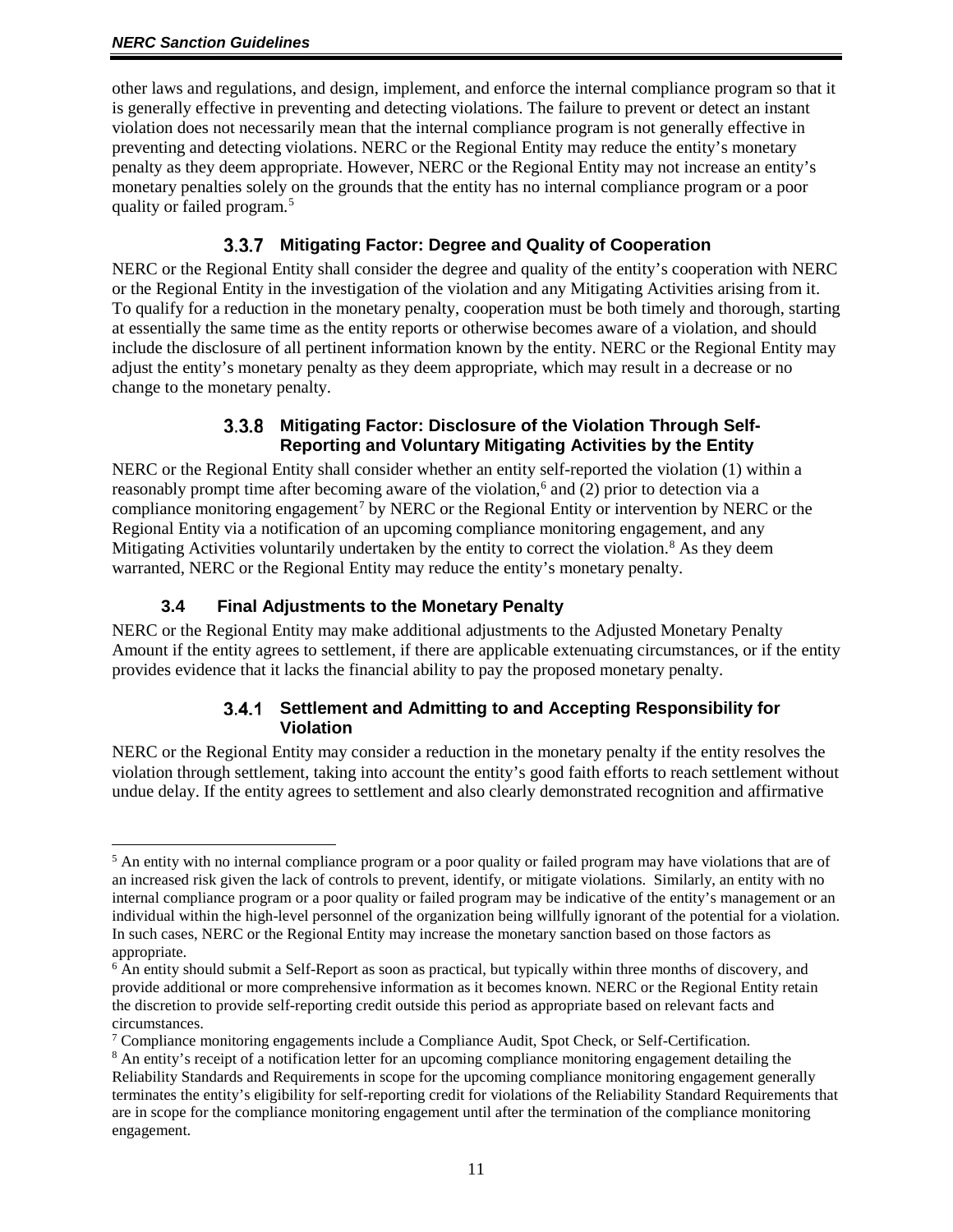other laws and regulations, and design, implement, and enforce the internal compliance program so that it is generally effective in preventing and detecting violations. The failure to prevent or detect an instant violation does not necessarily mean that the internal compliance program is not generally effective in preventing and detecting violations. NERC or the Regional Entity may reduce the entity's monetary penalty as they deem appropriate. However, NERC or the Regional Entity may not increase an entity's monetary penalties solely on the grounds that the entity has no internal compliance program or a poor quality or failed program.[5]

#### 3.3.7 Mitigating Factor: Degree and Quality of Cooperation

NERC or the Regional Entity shall consider the degree and quality of the entity's cooperation with NERC or the Regional Entity in the investigation of the violation and any Mitigating Activities arising from it. To qualify for a reduction in the monetary penalty, cooperation must be both timely and thorough, starting at essentially the same time as the entity reports or otherwise becomes aware of a violation, and should include the disclosure of all pertinent information known by the entity. NERC or the Regional Entity may adjust the entity's monetary penalty as they deem appropriate, which may result in a decrease or no change to the monetary penalty.

#### 3.3.8 Mitigating Factor: Disclosure of the Violation Through Self-Reporting and Voluntary Mitigating Activities by the Entity

NERC or the Regional Entity shall consider whether an entity self-reported the violation (1) within a reasonably prompt time after becoming aware of the violation,[6] and (2) prior to detection via a compliance monitoring engagement[7] by NERC or the Regional Entity or intervention by NERC or the Regional Entity via a notification of an upcoming compliance monitoring engagement, and any Mitigating Activities voluntarily undertaken by the entity to correct the violation.[8] As they deem warranted, NERC or the Regional Entity may reduce the entity's monetary penalty.

### 3.4 Final Adjustments to the Monetary Penalty

NERC or the Regional Entity may make additional adjustments to the Adjusted Monetary Penalty Amount if the entity agrees to settlement, if there are applicable extenuating circumstances, or if the entity provides evidence that it lacks the financial ability to pay the proposed monetary penalty.

#### 3.4.1 Settlement and Admitting to and Accepting Responsibility for Violation

NERC or the Regional Entity may consider a reduction in the monetary penalty if the entity resolves the violation through settlement, taking into account the entity's good faith efforts to reach settlement without undue delay. If the entity agrees to settlement and also clearly demonstrated recognition and affirmative

---

[5] An entity with no internal compliance program or a poor quality or failed program may have violations that are of an increased risk given the lack of controls to prevent, identify, or mitigate violations. Similarly, an entity with no internal compliance program or a poor quality or failed program may be indicative of the entity's management or an individual within the high-level personnel of the organization being willfully ignorant of the potential for a violation. In such cases, NERC or the Regional Entity may increase the monetary sanction based on those factors as appropriate.

[6] An entity should submit a Self-Report as soon as practical, but typically within three months of discovery, and provide additional or more comprehensive information as it becomes known. NERC or the Regional Entity retain the discretion to provide self-reporting credit outside this period as appropriate based on relevant facts and circumstances.

[7] Compliance monitoring engagements include a Compliance Audit, Spot Check, or Self-Certification.

[8] An entity's receipt of a notification letter for an upcoming compliance monitoring engagement detailing the Reliability Standards and Requirements in scope for the upcoming compliance monitoring engagement generally terminates the entity's eligibility for self-reporting credit for violations of the Reliability Standard Requirements that are in scope for the compliance monitoring engagement until after the termination of the compliance monitoring engagement.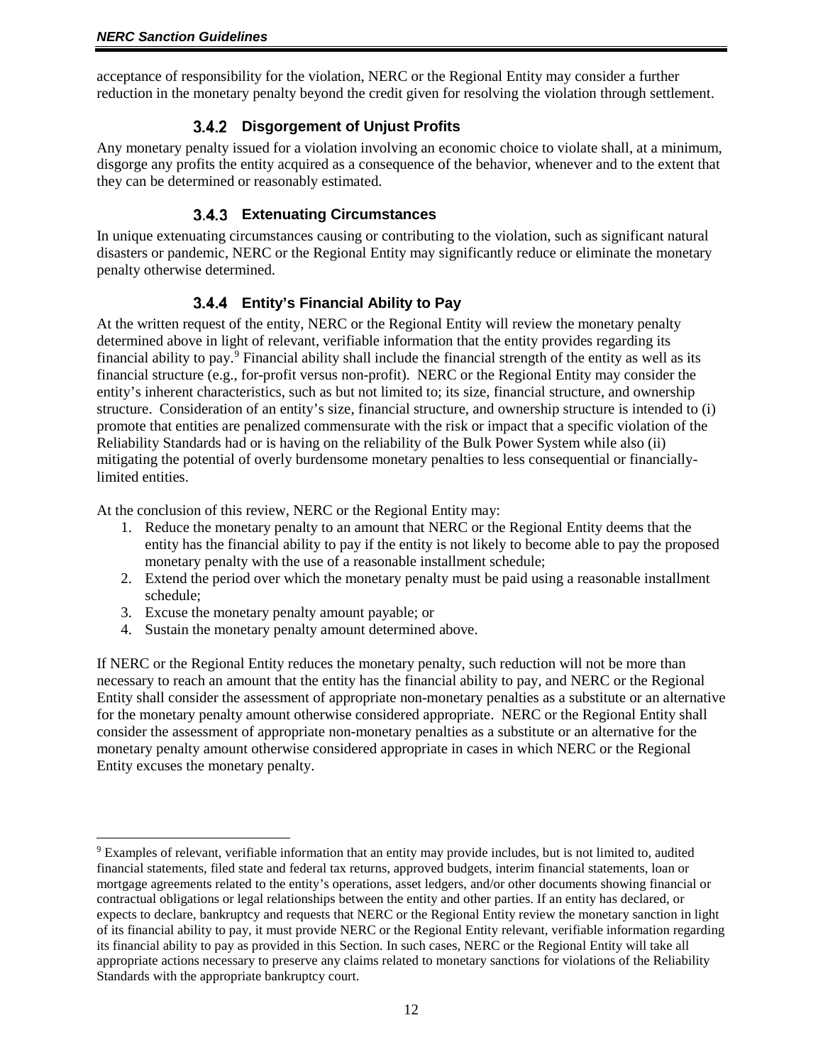acceptance of responsibility for the violation, NERC or the Regional Entity may consider a further reduction in the monetary penalty beyond the credit given for resolving the violation through settlement.

### 3.4.2 Disgorgement of Unjust Profits

Any monetary penalty issued for a violation involving an economic choice to violate shall, at a minimum, disgorge any profits the entity acquired as a consequence of the behavior, whenever and to the extent that they can be determined or reasonably estimated.

### 3.4.3 Extenuating Circumstances

In unique extenuating circumstances causing or contributing to the violation, such as significant natural disasters or pandemic, NERC or the Regional Entity may significantly reduce or eliminate the monetary penalty otherwise determined.

### 3.4.4 Entity's Financial Ability to Pay

At the written request of the entity, NERC or the Regional Entity will review the monetary penalty determined above in light of relevant, verifiable information that the entity provides regarding its financial ability to pay.[9] Financial ability shall include the financial strength of the entity as well as its financial structure (e.g., for-profit versus non-profit). NERC or the Regional Entity may consider the entity's inherent characteristics, such as but not limited to; its size, financial structure, and ownership structure. Consideration of an entity's size, financial structure, and ownership structure is intended to (i) promote that entities are penalized commensurate with the risk or impact that a specific violation of the Reliability Standards had or is having on the reliability of the Bulk Power System while also (ii) mitigating the potential of overly burdensome monetary penalties to less consequential or financially-limited entities.

At the conclusion of this review, NERC or the Regional Entity may:

1. Reduce the monetary penalty to an amount that NERC or the Regional Entity deems that the entity has the financial ability to pay if the entity is not likely to become able to pay the proposed monetary penalty with the use of a reasonable installment schedule;
2. Extend the period over which the monetary penalty must be paid using a reasonable installment schedule;
3. Excuse the monetary penalty amount payable; or
4. Sustain the monetary penalty amount determined above.

If NERC or the Regional Entity reduces the monetary penalty, such reduction will not be more than necessary to reach an amount that the entity has the financial ability to pay, and NERC or the Regional Entity shall consider the assessment of appropriate non-monetary penalties as a substitute or an alternative for the monetary penalty amount otherwise considered appropriate. NERC or the Regional Entity shall consider the assessment of appropriate non-monetary penalties as a substitute or an alternative for the monetary penalty amount otherwise considered appropriate in cases in which NERC or the Regional Entity excuses the monetary penalty.

---

[9] Examples of relevant, verifiable information that an entity may provide includes, but is not limited to, audited financial statements, filed state and federal tax returns, approved budgets, interim financial statements, loan or mortgage agreements related to the entity's operations, asset ledgers, and/or other documents showing financial or contractual obligations or legal relationships between the entity and other parties. If an entity has declared, or expects to declare, bankruptcy and requests that NERC or the Regional Entity review the monetary sanction in light of its financial ability to pay, it must provide NERC or the Regional Entity relevant, verifiable information regarding its financial ability to pay as provided in this Section. In such cases, NERC or the Regional Entity will take all appropriate actions necessary to preserve any claims related to monetary sanctions for violations of the Reliability Standards with the appropriate bankruptcy court.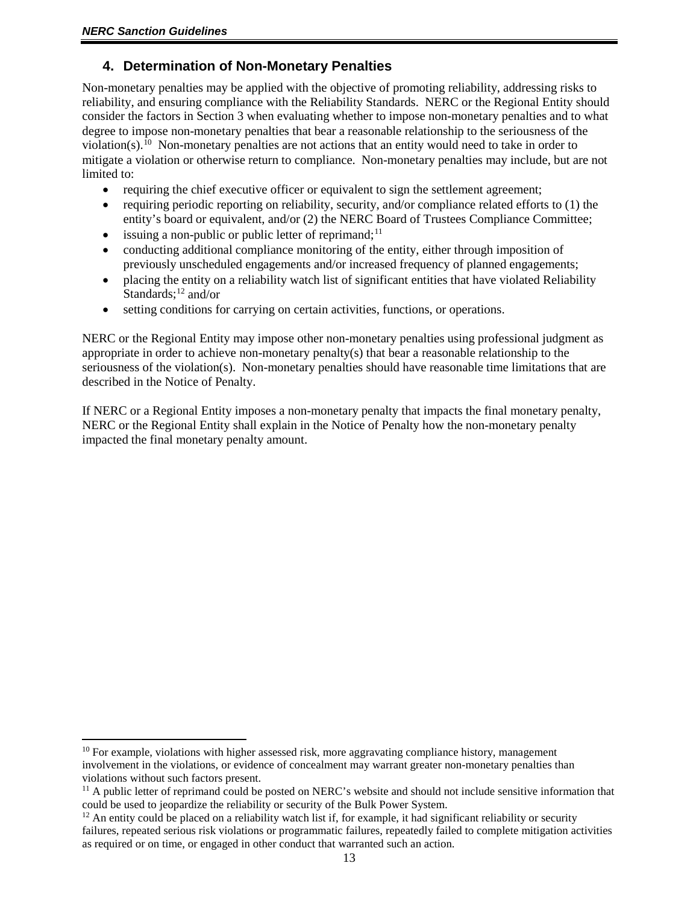## 4. Determination of Non-Monetary Penalties

Non-monetary penalties may be applied with the objective of promoting reliability, addressing risks to reliability, and ensuring compliance with the Reliability Standards. NERC or the Regional Entity should consider the factors in Section 3 when evaluating whether to impose non-monetary penalties and to what degree to impose non-monetary penalties that bear a reasonable relationship to the seriousness of the violation(s).[10] Non-monetary penalties are not actions that an entity would need to take in order to mitigate a violation or otherwise return to compliance. Non-monetary penalties may include, but are not limited to:

- requiring the chief executive officer or equivalent to sign the settlement agreement;
- requiring periodic reporting on reliability, security, and/or compliance related efforts to (1) the entity's board or equivalent, and/or (2) the NERC Board of Trustees Compliance Committee;
- issuing a non-public or public letter of reprimand;[11]
- conducting additional compliance monitoring of the entity, either through imposition of previously unscheduled engagements and/or increased frequency of planned engagements;
- placing the entity on a reliability watch list of significant entities that have violated Reliability Standards;[12] and/or
- setting conditions for carrying on certain activities, functions, or operations.

NERC or the Regional Entity may impose other non-monetary penalties using professional judgment as appropriate in order to achieve non-monetary penalty(s) that bear a reasonable relationship to the seriousness of the violation(s). Non-monetary penalties should have reasonable time limitations that are described in the Notice of Penalty.

If NERC or a Regional Entity imposes a non-monetary penalty that impacts the final monetary penalty, NERC or the Regional Entity shall explain in the Notice of Penalty how the non-monetary penalty impacted the final monetary penalty amount.

---

[10] For example, violations with higher assessed risk, more aggravating compliance history, management involvement in the violations, or evidence of concealment may warrant greater non-monetary penalties than violations without such factors present.

[11] A public letter of reprimand could be posted on NERC's website and should not include sensitive information that could be used to jeopardize the reliability or security of the Bulk Power System.

[12] An entity could be placed on a reliability watch list if, for example, it had significant reliability or security failures, repeated serious risk violations or programmatic failures, repeatedly failed to complete mitigation activities as required or on time, or engaged in other conduct that warranted such an action.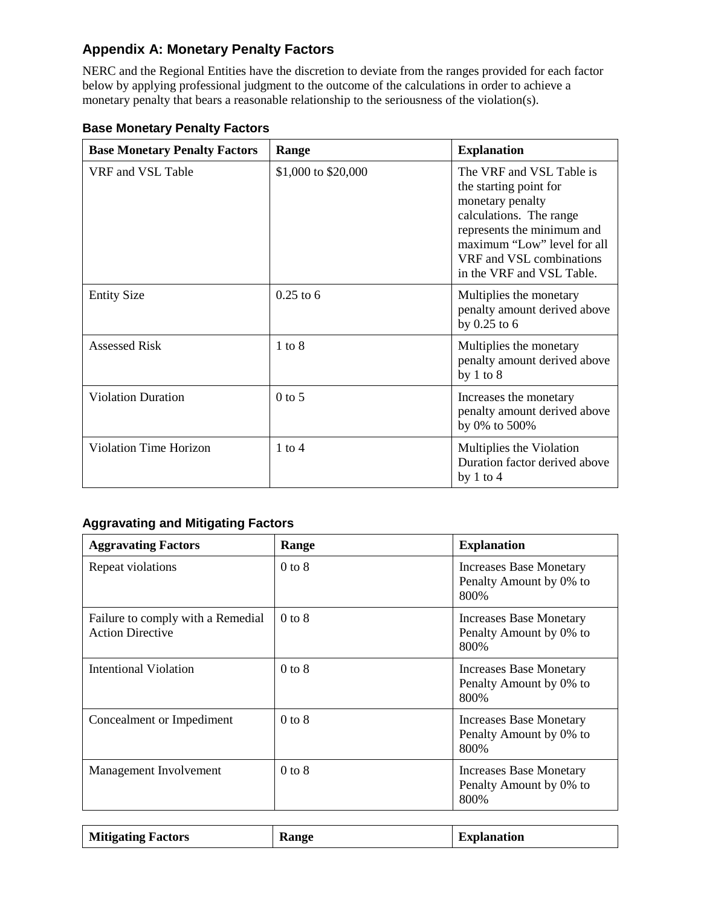## Appendix A: Monetary Penalty Factors

NERC and the Regional Entities have the discretion to deviate from the ranges provided for each factor below by applying professional judgment to the outcome of the calculations in order to achieve a monetary penalty that bears a reasonable relationship to the seriousness of the violation(s).

### Base Monetary Penalty Factors

| Base Monetary Penalty Factors | Range | Explanation |
|---|---|---|
| VRF and VSL Table | \$1,000 to \$20,000 | The VRF and VSL Table is the starting point for monetary penalty calculations. The range represents the minimum and maximum "Low" level for all VRF and VSL combinations in the VRF and VSL Table. |
| Entity Size | 0.25 to 6 | Multiplies the monetary penalty amount derived above by 0.25 to 6 |
| Assessed Risk | 1 to 8 | Multiplies the monetary penalty amount derived above by 1 to 8 |
| Violation Duration | 0 to 5 | Increases the monetary penalty amount derived above by 0% to 500% |
| Violation Time Horizon | 1 to 4 | Multiplies the Violation Duration factor derived above by 1 to 4 |

### Aggravating and Mitigating Factors

| Aggravating Factors | Range | Explanation |
|---|---|---|
| Repeat violations | 0 to 8 | Increases Base Monetary Penalty Amount by 0% to 800% |
| Failure to comply with a Remedial Action Directive | 0 to 8 | Increases Base Monetary Penalty Amount by 0% to 800% |
| Intentional Violation | 0 to 8 | Increases Base Monetary Penalty Amount by 0% to 800% |
| Concealment or Impediment | 0 to 8 | Increases Base Monetary Penalty Amount by 0% to 800% |
| Management Involvement | 0 to 8 | Increases Base Monetary Penalty Amount by 0% to 800% |

| Mitigating Factors | Range | Explanation |
|---|---|---|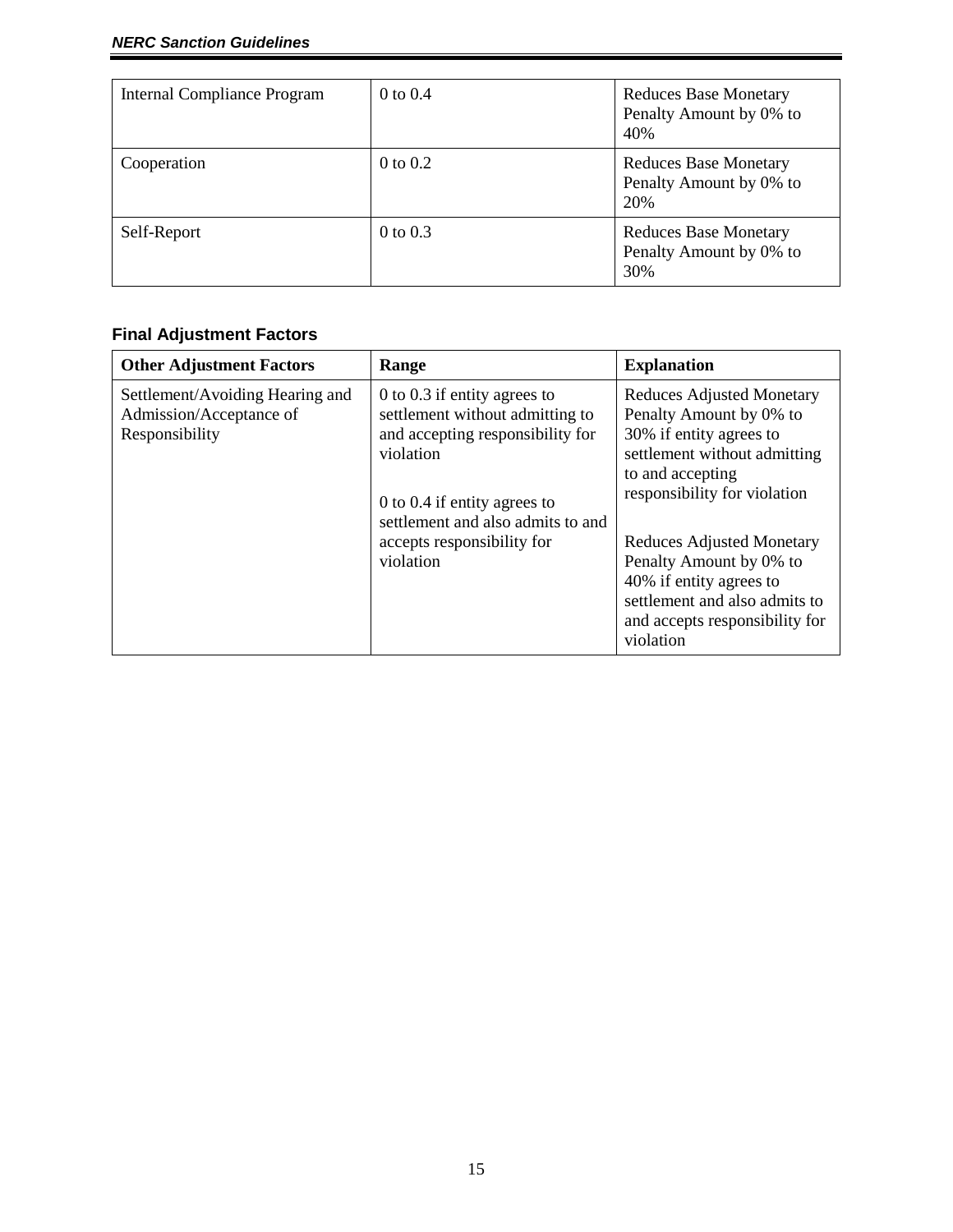| | | |
|---|---|---|
| Internal Compliance Program | 0 to 0.4 | Reduces Base Monetary Penalty Amount by 0% to 40% |
| Cooperation | 0 to 0.2 | Reduces Base Monetary Penalty Amount by 0% to 20% |
| Self-Report | 0 to 0.3 | Reduces Base Monetary Penalty Amount by 0% to 30% |

### Final Adjustment Factors

| Other Adjustment Factors | Range | Explanation |
|---|---|---|
| Settlement/Avoiding Hearing and Admission/Acceptance of Responsibility | 0 to 0.3 if entity agrees to settlement without admitting to and accepting responsibility for violation<br><br>0 to 0.4 if entity agrees to settlement and also admits to and accepts responsibility for violation | Reduces Adjusted Monetary Penalty Amount by 0% to 30% if entity agrees to settlement without admitting to and accepting responsibility for violation<br><br>Reduces Adjusted Monetary Penalty Amount by 0% to 40% if entity agrees to settlement and also admits to and accepts responsibility for violation |